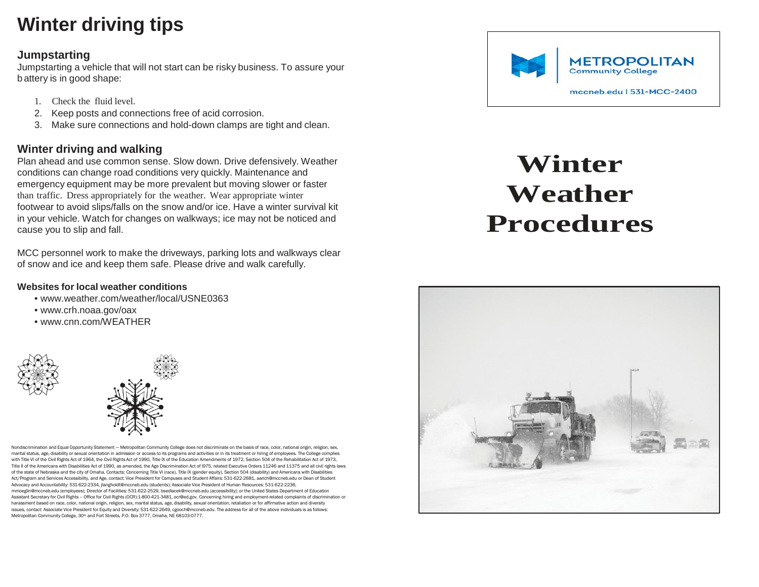# Winter driving tips

## Jumpstarting

Jumpstarting a vehicle that will not start can be risky business. To assure your battery is in good shape:

1. Check the fluid level.
2. Keep posts and connections free of acid corrosion.
3. Make sure connections and hold-down clamps are tight and clean.

## Winter driving and walking

Plan ahead and use common sense. Slow down. Drive defensively. Weather conditions can change road conditions very quickly. Maintenance and emergency equipment may be more prevalent but moving slower or faster than traffic. Dress appropriately for the weather. Wear appropriate winter footwear to avoid slips/falls on the snow and/or ice. Have a winter survival kit in your vehicle. Watch for changes on walkways; ice may not be noticed and cause you to slip and fall.

MCC personnel work to make the driveways, parking lots and walkways clear of snow and ice and keep them safe. Please drive and walk carefully.

### Websites for local weather conditions

- www.weather.com/weather/local/USNE0363
- www.crh.noaa.gov/oax
- www.cnn.com/WEATHER

Nondiscrimination and Equal Opportunity Statement — Metropolitan Community College does not discriminate on the basis of race, color, national origin, religion, sex, marital status, age, disability or sexual orientation in admission or access to its programs and activities or in its treatment or hiring of employees. The College complies with Title VI of the Civil Rights Act of 1964, the Civil Rights Act of 1990, Title IX of the Education Amendments of 1972, Section 504 of the Rehabilitation Act of 1973, Title II of the Americans with Disabilities Act of 1990, as amended, the Age Discrimination Act of l975, related Executive Orders 11246 and 11375 and all civil rights laws of the state of Nebraska and the city of Omaha. Contacts: Concerning Title VI (race), Title IX (gender equity), Section 504 (disability) and Americans with Disabilities Act/Program and Services Accessibility, and Age, contact: Vice President for Campuses and Student Affairs: 531-622-2681, aarich@mccneb.edu or Dean of Student Advocacy and Accountability: 531-622-2334, jlangholdt@mccneb.edu (students); Associate Vice President of Human Resources: 531-622-2236, mmoeglin@mccneb.edu (employees); Director of Facilities: 531-622-2529, bsedlacek@mccneb.edu (accessibility); or the United States Department of Education Assistant Secretary for Civil Rights – Office for Civil Rights (OCR):1-800-421-3481, ocr@ed.gov. Concerning hiring and employment-related complaints of discrimination or harassment based on race, color, national origin, religion, sex, marital status, age, disability, sexual orientation, retaliation or for affirmative action and diversity issues, contact: Associate Vice President for Equity and Diversity: 531-622-2649, cgooch@mccneb.edu. The address for all of the above individuals is as follows: Metropolitan Community College, 30th and Fort Streets, P.O. Box 3777, Omaha, NE 68103-0777.

**METROPOLITAN Community College**

mccneb.edu | 531-MCC-2400

# Winter Weather Procedures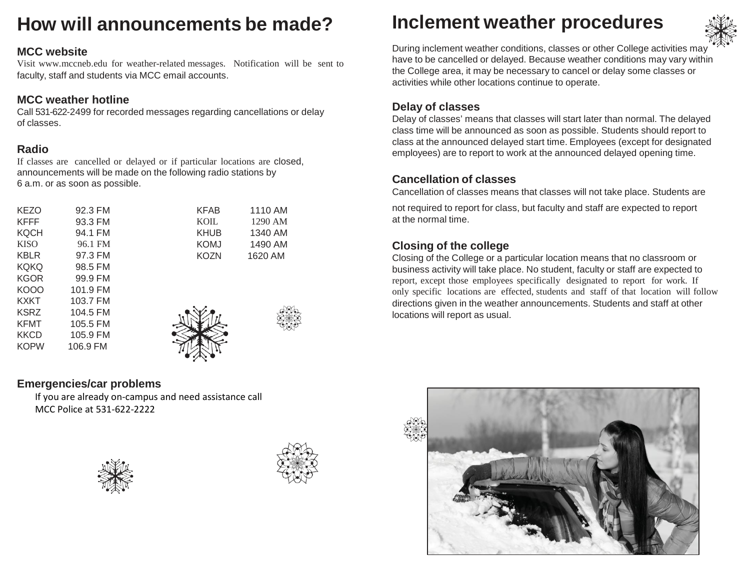# How will announcements be made?

### MCC website

Visit www.mccneb.edu for weather-related messages. Notification will be sent to faculty, staff and students via MCC email accounts.

### MCC weather hotline

Call 531-622-2499 for recorded messages regarding cancellations or delay of classes.

### Radio

If classes are cancelled or delayed or if particular locations are closed, announcements will be made on the following radio stations by 6 a.m. or as soon as possible.

| | | | |
|---|---|---|---|
| KEZO | 92.3 FM | KFAB | 1110 AM |
| KFFF | 93.3 FM | KOIL | 1290 AM |
| KQCH | 94.1 FM | KHUB | 1340 AM |
| KISO | 96.1 FM | KOMJ | 1490 AM |
| KBLR | 97.3 FM | KOZN | 1620 AM |
| KQKQ | 98.5 FM | | |
| KGOR | 99.9 FM | | |
| KOOO | 101.9 FM | | |
| KXKT | 103.7 FM | | |
| KSRZ | 104.5 FM | | |
| KFMT | 105.5 FM | | |
| KKCD | 105.9 FM | | |
| KOPW | 106.9 FM | | |

### Emergencies/car problems

If you are already on-campus and need assistance call MCC Police at 531-622-2222

# Inclement weather procedures

During inclement weather conditions, classes or other College activities may have to be cancelled or delayed. Because weather conditions may vary within the College area, it may be necessary to cancel or delay some classes or activities while other locations continue to operate.

### Delay of classes

Delay of classes' means that classes will start later than normal. The delayed class time will be announced as soon as possible. Students should report to class at the announced delayed start time. Employees (except for designated employees) are to report to work at the announced delayed opening time.

### Cancellation of classes

Cancellation of classes means that classes will not take place. Students are not required to report for class, but faculty and staff are expected to report at the normal time.

### Closing of the college

Closing of the College or a particular location means that no classroom or business activity will take place. No student, faculty or staff are expected to report, except those employees specifically designated to report for work. If only specific locations are effected, students and staff of that location will follow directions given in the weather announcements. Students and staff at other locations will report as usual.